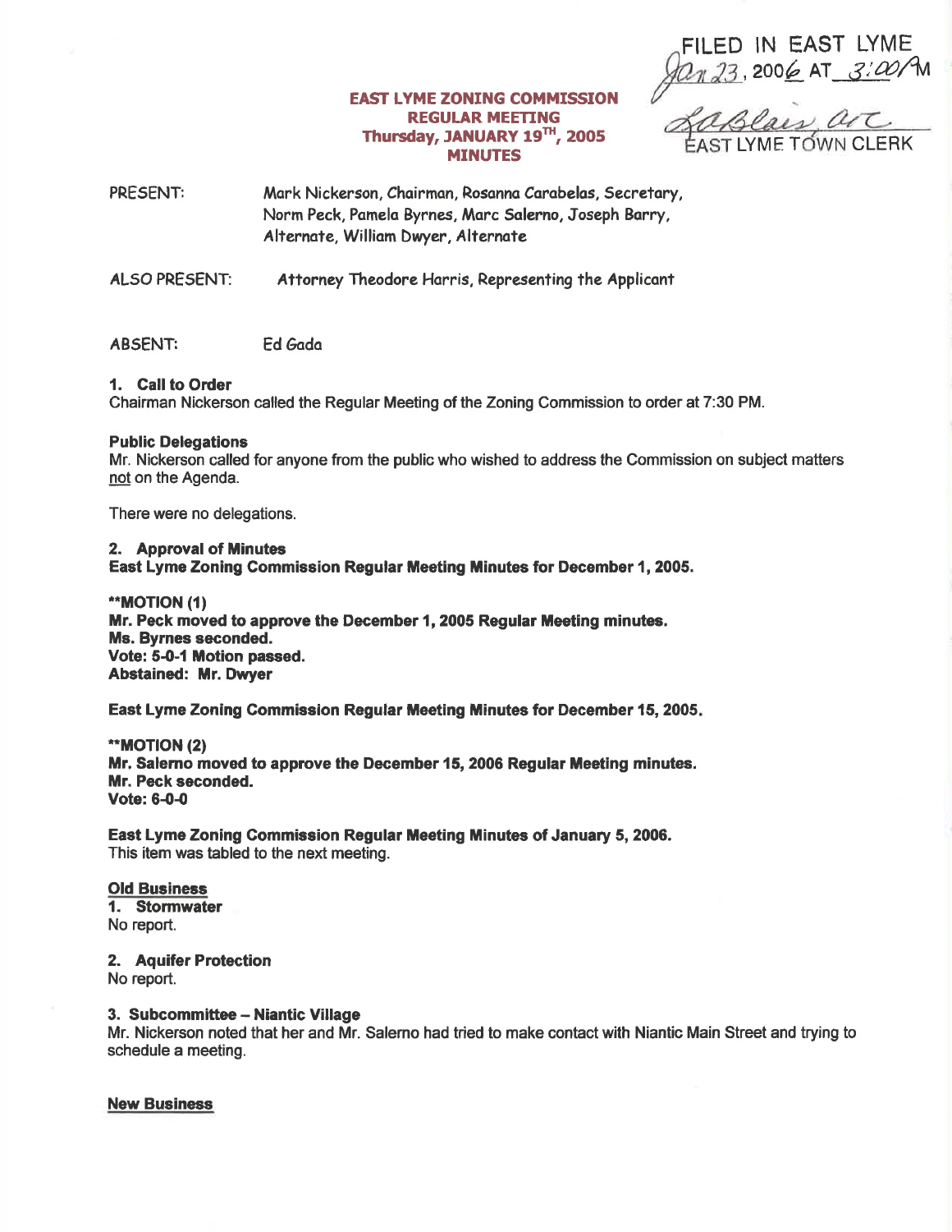FILED IN EAST LYME
Jan 23, 2006 AT 3:00PM

LaBlair, ATC
EAST LYME TOWN CLERK

**EAST LYME ZONING COMMISSION**
**REGULAR MEETING**
**Thursday, JANUARY 19TH, 2005**
**MINUTES**

PRESENT: Mark Nickerson, Chairman, Rosanna Carabelas, Secretary, Norm Peck, Pamela Byrnes, Marc Salerno, Joseph Barry, Alternate, William Dwyer, Alternate

ALSO PRESENT: Attorney Theodore Harris, Representing the Applicant

ABSENT: Ed Gada

**1. Call to Order**
Chairman Nickerson called the Regular Meeting of the Zoning Commission to order at 7:30 PM.

**Public Delegations**
Mr. Nickerson called for anyone from the public who wished to address the Commission on subject matters not on the Agenda.

There were no delegations.

**2. Approval of Minutes**
**East Lyme Zoning Commission Regular Meeting Minutes for December 1, 2005.**

****MOTION (1)**
**Mr. Peck moved to approve the December 1, 2005 Regular Meeting minutes.**
**Ms. Byrnes seconded.**
**Vote: 5-0-1 Motion passed.**
**Abstained: Mr. Dwyer**

**East Lyme Zoning Commission Regular Meeting Minutes for December 15, 2005.**

****MOTION (2)**
**Mr. Salerno moved to approve the December 15, 2006 Regular Meeting minutes.**
**Mr. Peck seconded.**
**Vote: 6-0-0**

**East Lyme Zoning Commission Regular Meeting Minutes of January 5, 2006.**
This item was tabled to the next meeting.

**Old Business**
**1. Stormwater**
No report.

**2. Aquifer Protection**
No report.

**3. Subcommittee – Niantic Village**
Mr. Nickerson noted that her and Mr. Salerno had tried to make contact with Niantic Main Street and trying to schedule a meeting.

**New Business**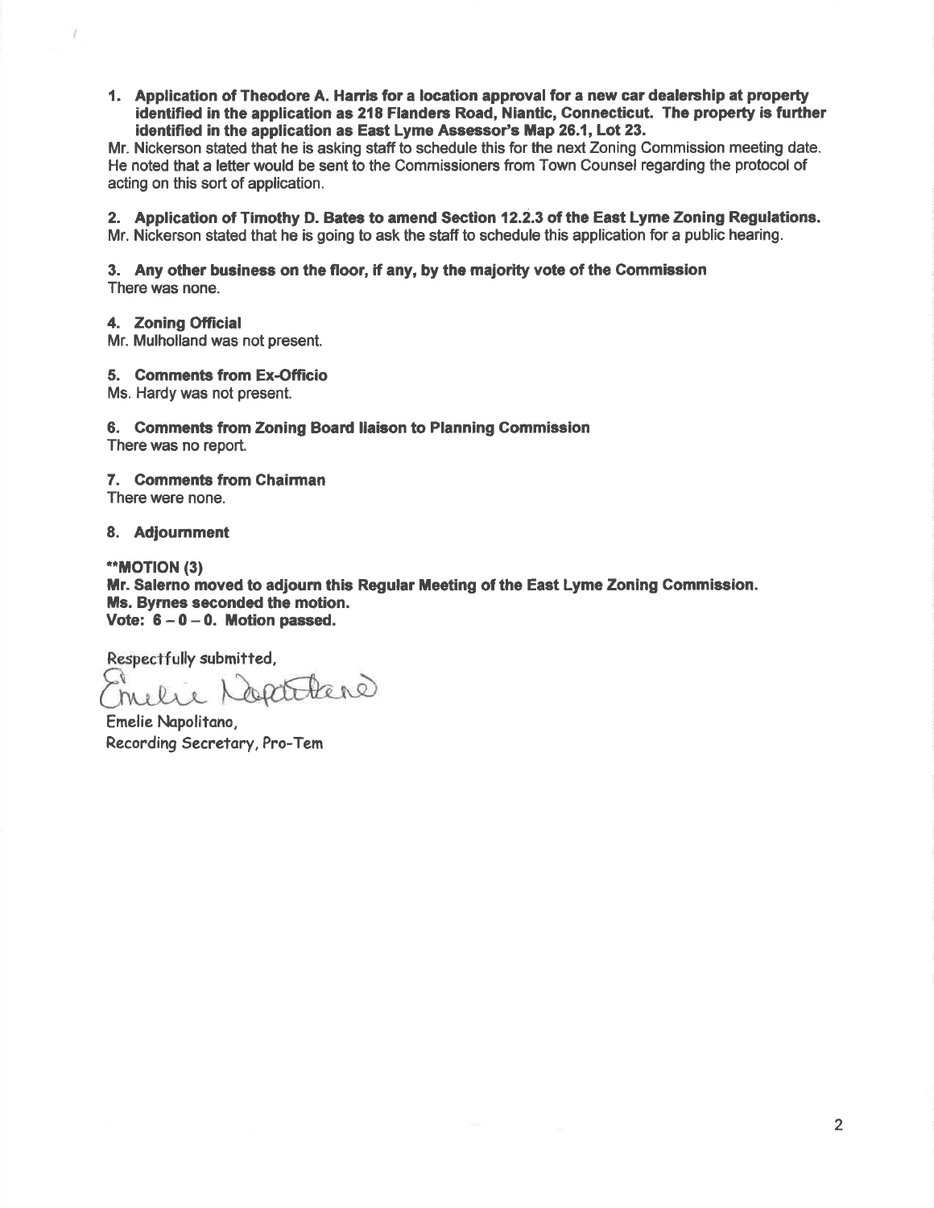**1. Application of Theodore A. Harris for a location approval for a new car dealership at property identified in the application as 218 Flanders Road, Niantic, Connecticut. The property is further identified in the application as East Lyme Assessor's Map 26.1, Lot 23.**

Mr. Nickerson stated that he is asking staff to schedule this for the next Zoning Commission meeting date. He noted that a letter would be sent to the Commissioners from Town Counsel regarding the protocol of acting on this sort of application.

**2. Application of Timothy D. Bates to amend Section 12.2.3 of the East Lyme Zoning Regulations.**

Mr. Nickerson stated that he is going to ask the staff to schedule this application for a public hearing.

**3. Any other business on the floor, if any, by the majority vote of the Commission**

There was none.

**4. Zoning Official**

Mr. Mulholland was not present.

**5. Comments from Ex-Officio**

Ms. Hardy was not present.

**6. Comments from Zoning Board liaison to Planning Commission**

There was no report.

**7. Comments from Chairman**

There were none.

**8. Adjournment**

****MOTION (3)**
**Mr. Salerno moved to adjourn this Regular Meeting of the East Lyme Zoning Commission.**
**Ms. Byrnes seconded the motion.**
**Vote: 6 – 0 – 0. Motion passed.**

Respectfully submitted,

Emelie Napolitano

Emelie Napolitano,
Recording Secretary, Pro-Tem